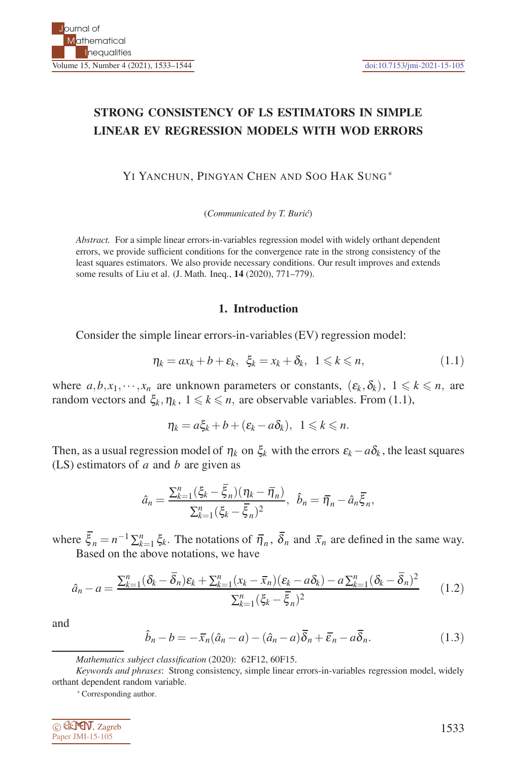# STRONG CONSISTENCY OF LS ESTIMATORS IN SIMPLE LINEAR EV REGRESSION MODELS WITH WOD ERRORS

YI YANCHUN, PINGYAN CHEN AND SOO HAK SUNG*

(*Communicated by T. Burić*)

*Abstract.* For a simple linear errors-in-variables regression model with widely orthant dependent errors, we provide sufficient conditions for the convergence rate in the strong consistency of the least squares estimators. We also provide necessary conditions. Our result improves and extends some results of Liu et al. (J. Math. Ineq., **14** (2020), 771–779).

## 1. Introduction

Consider the simple linear errors-in-variables (EV) regression model:

$$\eta_k = ax_k + b + \varepsilon_k, \;\; \xi_k = x_k + \delta_k, \;\; 1 \leqslant k \leqslant n, \tag{1.1}$$

where $a, b, x_1, \cdots, x_n$ are unknown parameters or constants, $(\varepsilon_k, \delta_k)$, $1 \leqslant k \leqslant n$, are random vectors and $\xi_k, \eta_k$, $1 \leqslant k \leqslant n$, are observable variables. From (1.1),

$$\eta_k = a\xi_k + b + (\varepsilon_k - a\delta_k), \;\; 1 \leqslant k \leqslant n.$$

Then, as a usual regression model of $\eta_k$ on $\xi_k$ with the errors $\varepsilon_k - a\delta_k$, the least squares (LS) estimators of $a$ and $b$ are given as

$$\hat{a}_n = \frac{\sum_{k=1}^n (\xi_k - \bar{\xi}_n)(\eta_k - \bar{\eta}_n)}{\sum_{k=1}^n (\xi_k - \bar{\xi}_n)^2}, \;\; \hat{b}_n = \bar{\eta}_n - \hat{a}_n \bar{\xi}_n,$$

where $\bar{\xi}_n = n^{-1} \sum_{k=1}^n \xi_k$. The notations of $\bar{\eta}_n$, $\bar{\delta}_n$ and $\bar{x}_n$ are defined in the same way.

Based on the above notations, we have

$$\hat{a}_n - a = \frac{\sum_{k=1}^n (\delta_k - \bar{\delta}_n)\varepsilon_k + \sum_{k=1}^n (x_k - \bar{x}_n)(\varepsilon_k - a\delta_k) - a\sum_{k=1}^n (\delta_k - \bar{\delta}_n)^2}{\sum_{k=1}^n (\xi_k - \bar{\xi}_n)^2} \tag{1.2}$$

and

$$\hat{b}_n - b = -\bar{x}_n(\hat{a}_n - a) - (\hat{a}_n - a)\bar{\delta}_n + \bar{\varepsilon}_n - a\bar{\delta}_n. \tag{1.3}$$

*Mathematics subject classification* (2020): 62F12, 60F15.

*Keywords and phrases*: Strong consistency, simple linear errors-in-variables regression model, widely orthant dependent random variable.

\* Corresponding author.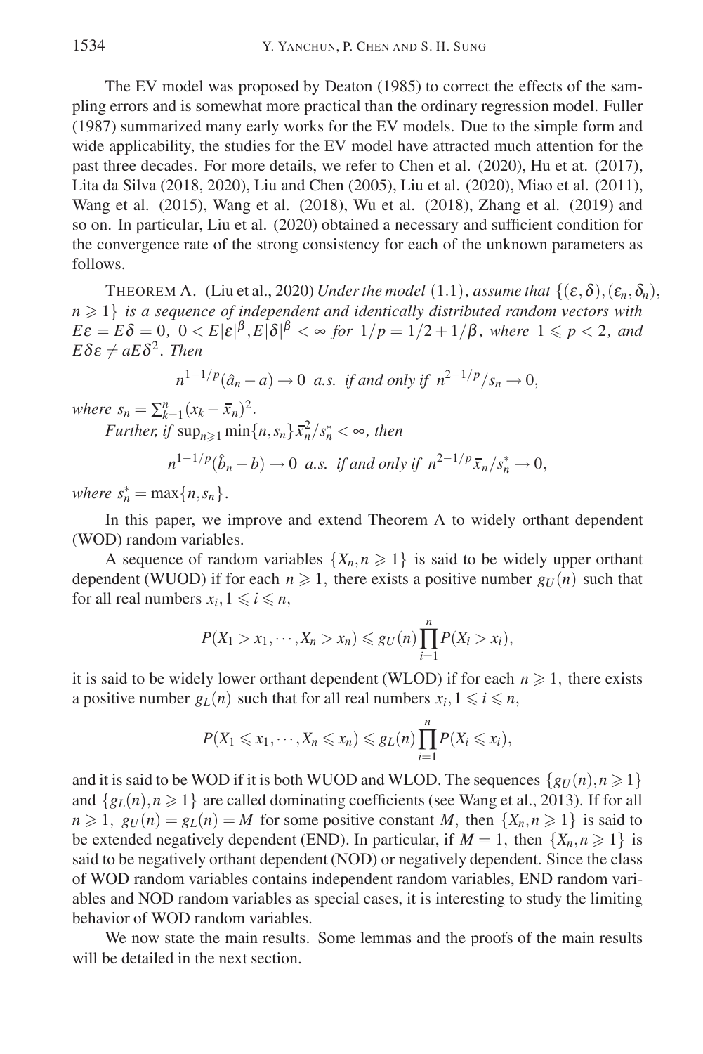The EV model was proposed by Deaton (1985) to correct the effects of the sampling errors and is somewhat more practical than the ordinary regression model. Fuller (1987) summarized many early works for the EV models. Due to the simple form and wide applicability, the studies for the EV model have attracted much attention for the past three decades. For more details, we refer to Chen et al. (2020), Hu et at. (2017), Lita da Silva (2018, 2020), Liu and Chen (2005), Liu et al. (2020), Miao et al. (2011), Wang et al. (2015), Wang et al. (2018), Wu et al. (2018), Zhang et al. (2019) and so on. In particular, Liu et al. (2020) obtained a necessary and sufficient condition for the convergence rate of the strong consistency for each of the unknown parameters as follows.

THEOREM A. (Liu et al., 2020) *Under the model* $(1.1)$*, assume that* $\{(\varepsilon,\delta),(\varepsilon_n,\delta_n), n\geqslant 1\}$ *is a sequence of independent and identically distributed random vectors with* $E\varepsilon = E\delta = 0,\ 0 < E|\varepsilon|^\beta, E|\delta|^\beta < \infty$ *for* $1/p = 1/2 + 1/\beta$*, where* $1 \leqslant p < 2$*, and* $E\delta\varepsilon \neq aE\delta^2$*. Then*

$$n^{1-1/p}(\hat{a}_n - a) \to 0 \text{ a.s. if and only if } n^{2-1/p}/s_n \to 0,$$

*where* $s_n = \sum_{k=1}^n (x_k - \bar{x}_n)^2$.

*Further, if* $\sup_{n\geqslant 1} \min\{n, s_n\}\bar{x}_n^2/s_n^* < \infty$*, then*

$$n^{1-1/p}(\hat{b}_n - b) \to 0 \text{ a.s. if and only if } n^{2-1/p}\bar{x}_n/s_n^* \to 0,$$

*where* $s_n^* = \max\{n, s_n\}$.

In this paper, we improve and extend Theorem A to widely orthant dependent (WOD) random variables.

A sequence of random variables $\{X_n, n\geqslant 1\}$ is said to be widely upper orthant dependent (WUOD) if for each $n\geqslant 1$, there exists a positive number $g_U(n)$ such that for all real numbers $x_i, 1\leqslant i\leqslant n$,

$$P(X_1 > x_1, \cdots, X_n > x_n) \leqslant g_U(n)\prod_{i=1}^n P(X_i > x_i),$$

it is said to be widely lower orthant dependent (WLOD) if for each $n\geqslant 1$, there exists a positive number $g_L(n)$ such that for all real numbers $x_i, 1\leqslant i\leqslant n$,

$$P(X_1 \leqslant x_1, \cdots, X_n \leqslant x_n) \leqslant g_L(n)\prod_{i=1}^n P(X_i \leqslant x_i),$$

and it is said to be WOD if it is both WUOD and WLOD. The sequences $\{g_U(n), n\geqslant 1\}$ and $\{g_L(n), n\geqslant 1\}$ are called dominating coefficients (see Wang et al., 2013). If for all $n\geqslant 1,\ g_U(n) = g_L(n) = M$ for some positive constant $M$, then $\{X_n, n\geqslant 1\}$ is said to be extended negatively dependent (END). In particular, if $M = 1$, then $\{X_n, n\geqslant 1\}$ is said to be negatively orthant dependent (NOD) or negatively dependent. Since the class of WOD random variables contains independent random variables, END random variables and NOD random variables as special cases, it is interesting to study the limiting behavior of WOD random variables.

We now state the main results. Some lemmas and the proofs of the main results will be detailed in the next section.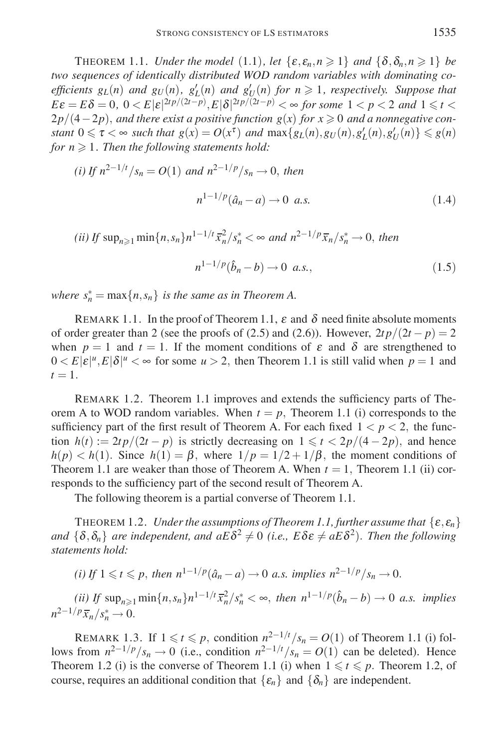**Theorem 1.1.** *Under the model* (1.1)*, let* $\{\varepsilon, \varepsilon_n, n \geqslant 1\}$ *and* $\{\delta, \delta_n, n \geqslant 1\}$ *be two sequences of identically distributed WOD random variables with dominating coefficients* $g_L(n)$ *and* $g_U(n)$*,* $g'_L(n)$ *and* $g'_U(n)$ *for* $n \geqslant 1$*, respectively. Suppose that* $E\varepsilon = E\delta = 0$*,* $0 < E|\varepsilon|^{2tp/(2t-p)}, E|\delta|^{2tp/(2t-p)} < \infty$ *for some* $1 < p < 2$ *and* $1 \leqslant t < 2p/(4-2p)$*, and there exist a positive function* $g(x)$ *for* $x \geqslant 0$ *and a nonnegative constant* $0 \leqslant \tau < \infty$ *such that* $g(x) = O(x^\tau)$ *and* $\max\{g_L(n), g_U(n), g'_L(n), g'_U(n)\} \leqslant g(n)$ *for* $n \geqslant 1$*. Then the following statements hold:*

*(i) If* $n^{2-1/t}/s_n = O(1)$ *and* $n^{2-1/p}/s_n \to 0$*, then*

$$n^{1-1/p}(\hat{a}_n - a) \to 0 \ \ a.s. \tag{1.4}$$

*(ii) If* $\sup_{n \geqslant 1} \min\{n, s_n\} n^{1-1/t} \bar{x}_n^2 / s_n^* < \infty$ *and* $n^{2-1/p} \bar{x}_n / s_n^* \to 0$*, then*

$$n^{1-1/p}(\hat{b}_n - b) \to 0 \ \ a.s., \tag{1.5}$$

*where* $s_n^* = \max\{n, s_n\}$ *is the same as in Theorem A.*

**Remark 1.1.** In the proof of Theorem 1.1, $\varepsilon$ and $\delta$ need finite absolute moments of order greater than 2 (see the proofs of (2.5) and (2.6)). However, $2tp/(2t-p) = 2$ when $p = 1$ and $t = 1$. If the moment conditions of $\varepsilon$ and $\delta$ are strengthened to $0 < E|\varepsilon|^u, E|\delta|^u < \infty$ for some $u > 2$, then Theorem 1.1 is still valid when $p = 1$ and $t = 1$.

**Remark 1.2.** Theorem 1.1 improves and extends the sufficiency parts of Theorem A to WOD random variables. When $t = p$, Theorem 1.1 (i) corresponds to the sufficiency part of the first result of Theorem A. For each fixed $1 < p < 2$, the function $h(t) := 2tp/(2t-p)$ is strictly decreasing on $1 \leqslant t < 2p/(4-2p)$, and hence $h(p) < h(1)$. Since $h(1) = \beta$, where $1/p = 1/2 + 1/\beta$, the moment conditions of Theorem 1.1 are weaker than those of Theorem A. When $t = 1$, Theorem 1.1 (ii) corresponds to the sufficiency part of the second result of Theorem A.

The following theorem is a partial converse of Theorem 1.1.

**Theorem 1.2.** *Under the assumptions of Theorem 1.1, further assume that* $\{\varepsilon, \varepsilon_n\}$ *and* $\{\delta, \delta_n\}$ *are independent, and* $aE\delta^2 \neq 0$ *(i.e.,* $E\delta\varepsilon \neq aE\delta^2$*). Then the following statements hold:*

*(i) If* $1 \leqslant t \leqslant p$*, then* $n^{1-1/p}(\hat{a}_n - a) \to 0$ *a.s. implies* $n^{2-1/p}/s_n \to 0$*.*

*(ii) If* $\sup_{n \geqslant 1} \min\{n, s_n\} n^{1-1/t} \bar{x}_n^2 / s_n^* < \infty$*, then* $n^{1-1/p}(\hat{b}_n - b) \to 0$ *a.s. implies* $n^{2-1/p} \bar{x}_n / s_n^* \to 0$*.*

**Remark 1.3.** If $1 \leqslant t \leqslant p$, condition $n^{2-1/t}/s_n = O(1)$ of Theorem 1.1 (i) follows from $n^{2-1/p}/s_n \to 0$ (i.e., condition $n^{2-1/t}/s_n = O(1)$ can be deleted). Hence Theorem 1.2 (i) is the converse of Theorem 1.1 (i) when $1 \leqslant t \leqslant p$. Theorem 1.2, of course, requires an additional condition that $\{\varepsilon_n\}$ and $\{\delta_n\}$ are independent.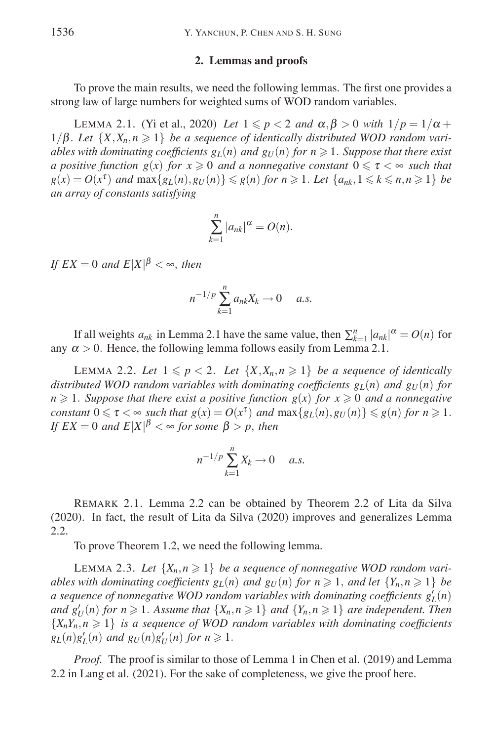## 2. Lemmas and proofs

To prove the main results, we need the following lemmas. The first one provides a strong law of large numbers for weighted sums of WOD random variables.

LEMMA 2.1. (Yi et al., 2020) *Let $1 \leqslant p < 2$ and $\alpha, \beta > 0$ with $1/p = 1/\alpha + 1/\beta$. Let $\{X, X_n, n \geqslant 1\}$ be a sequence of identically distributed WOD random variables with dominating coefficients $g_L(n)$ and $g_U(n)$ for $n \geqslant 1$. Suppose that there exist a positive function $g(x)$ for $x \geqslant 0$ and a nonnegative constant $0 \leqslant \tau < \infty$ such that $g(x) = O(x^\tau)$ and $\max\{g_L(n), g_U(n)\} \leqslant g(n)$ for $n \geqslant 1$. Let $\{a_{nk}, 1 \leqslant k \leqslant n, n \geqslant 1\}$ be an array of constants satisfying*

$$\sum_{k=1}^{n} |a_{nk}|^\alpha = O(n).$$

*If $EX = 0$ and $E|X|^\beta < \infty$, then*

$$n^{-1/p} \sum_{k=1}^{n} a_{nk} X_k \to 0 \quad a.s.$$

If all weights $a_{nk}$ in Lemma 2.1 have the same value, then $\sum_{k=1}^{n} |a_{nk}|^\alpha = O(n)$ for any $\alpha > 0$. Hence, the following lemma follows easily from Lemma 2.1.

LEMMA 2.2. *Let $1 \leqslant p < 2$. Let $\{X, X_n, n \geqslant 1\}$ be a sequence of identically distributed WOD random variables with dominating coefficients $g_L(n)$ and $g_U(n)$ for $n \geqslant 1$. Suppose that there exist a positive function $g(x)$ for $x \geqslant 0$ and a nonnegative constant $0 \leqslant \tau < \infty$ such that $g(x) = O(x^\tau)$ and $\max\{g_L(n), g_U(n)\} \leqslant g(n)$ for $n \geqslant 1$. If $EX = 0$ and $E|X|^\beta < \infty$ for some $\beta > p$, then*

$$n^{-1/p} \sum_{k=1}^{n} X_k \to 0 \quad a.s.$$

REMARK 2.1. Lemma 2.2 can be obtained by Theorem 2.2 of Lita da Silva (2020). In fact, the result of Lita da Silva (2020) improves and generalizes Lemma 2.2.

To prove Theorem 1.2, we need the following lemma.

LEMMA 2.3. *Let $\{X_n, n \geqslant 1\}$ be a sequence of nonnegative WOD random variables with dominating coefficients $g_L(n)$ and $g_U(n)$ for $n \geqslant 1$, and let $\{Y_n, n \geqslant 1\}$ be a sequence of nonnegative WOD random variables with dominating coefficients $g'_L(n)$ and $g'_U(n)$ for $n \geqslant 1$. Assume that $\{X_n, n \geqslant 1\}$ and $\{Y_n, n \geqslant 1\}$ are independent. Then $\{X_n Y_n, n \geqslant 1\}$ is a sequence of WOD random variables with dominating coefficients $g_L(n) g'_L(n)$ and $g_U(n) g'_U(n)$ for $n \geqslant 1$.*

*Proof.* The proof is similar to those of Lemma 1 in Chen et al. (2019) and Lemma 2.2 in Lang et al. (2021). For the sake of completeness, we give the proof here.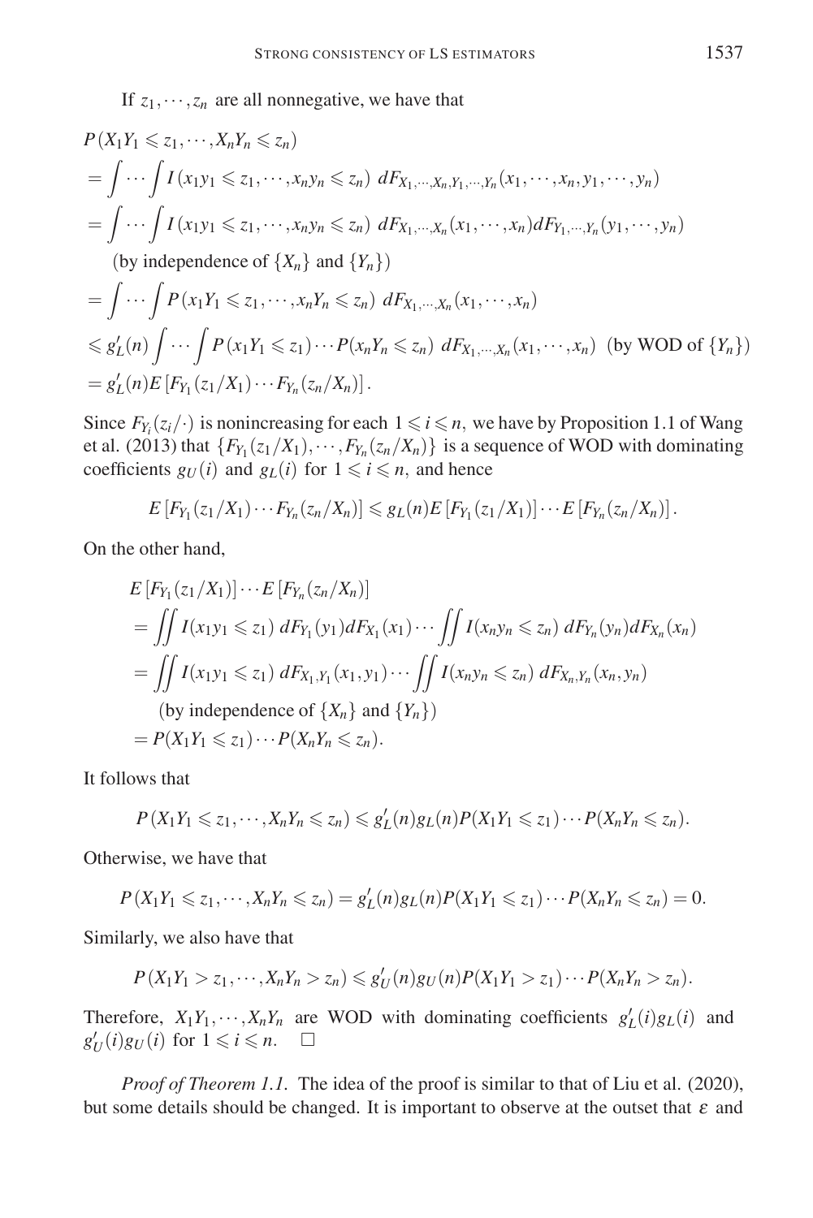If $z_1, \cdots, z_n$ are all nonnegative, we have that

$$
\begin{aligned}
& P(X_1Y_1 \leqslant z_1, \cdots, X_nY_n \leqslant z_n) \\
&= \int \cdots \int I(x_1y_1 \leqslant z_1, \cdots, x_ny_n \leqslant z_n) \ dF_{X_1,\cdots,X_n,Y_1,\cdots,Y_n}(x_1, \cdots, x_n, y_1, \cdots, y_n) \\
&= \int \cdots \int I(x_1y_1 \leqslant z_1, \cdots, x_ny_n \leqslant z_n) \ dF_{X_1,\cdots,X_n}(x_1, \cdots, x_n) dF_{Y_1,\cdots,Y_n}(y_1, \cdots, y_n) \\
&\quad \text{(by independence of } \{X_n\} \text{ and } \{Y_n\}) \\
&= \int \cdots \int P(x_1Y_1 \leqslant z_1, \cdots, x_nY_n \leqslant z_n) \ dF_{X_1,\cdots,X_n}(x_1, \cdots, x_n) \\
&\leqslant g'_L(n) \int \cdots \int P(x_1Y_1 \leqslant z_1) \cdots P(x_nY_n \leqslant z_n) \ dF_{X_1,\cdots,X_n}(x_1, \cdots, x_n) \ \text{(by WOD of } \{Y_n\}) \\
&= g'_L(n) E\left[F_{Y_1}(z_1/X_1) \cdots F_{Y_n}(z_n/X_n)\right].
\end{aligned}
$$

Since $F_{Y_i}(z_i/\cdot)$ is nonincreasing for each $1 \leqslant i \leqslant n$, we have by Proposition 1.1 of Wang et al. (2013) that $\{F_{Y_1}(z_1/X_1), \cdots, F_{Y_n}(z_n/X_n)\}$ is a sequence of WOD with dominating coefficients $g_U(i)$ and $g_L(i)$ for $1 \leqslant i \leqslant n$, and hence

$$
E\left[F_{Y_1}(z_1/X_1) \cdots F_{Y_n}(z_n/X_n)\right] \leqslant g_L(n) E\left[F_{Y_1}(z_1/X_1)\right] \cdots E\left[F_{Y_n}(z_n/X_n)\right].
$$

On the other hand,

$$
\begin{aligned}
& E\left[F_{Y_1}(z_1/X_1)\right] \cdots E\left[F_{Y_n}(z_n/X_n)\right] \\
&= \iint I(x_1y_1 \leqslant z_1) \ dF_{Y_1}(y_1) dF_{X_1}(x_1) \cdots \iint I(x_ny_n \leqslant z_n) \ dF_{Y_n}(y_n) dF_{X_n}(x_n) \\
&= \iint I(x_1y_1 \leqslant z_1) \ dF_{X_1,Y_1}(x_1, y_1) \cdots \iint I(x_ny_n \leqslant z_n) \ dF_{X_n,Y_n}(x_n, y_n) \\
&\quad \text{(by independence of } \{X_n\} \text{ and } \{Y_n\}) \\
&= P(X_1Y_1 \leqslant z_1) \cdots P(X_nY_n \leqslant z_n).
\end{aligned}
$$

It follows that

$$
P(X_1Y_1 \leqslant z_1, \cdots, X_nY_n \leqslant z_n) \leqslant g'_L(n) g_L(n) P(X_1Y_1 \leqslant z_1) \cdots P(X_nY_n \leqslant z_n).
$$

Otherwise, we have that

$$
P(X_1Y_1 \leqslant z_1, \cdots, X_nY_n \leqslant z_n) = g'_L(n) g_L(n) P(X_1Y_1 \leqslant z_1) \cdots P(X_nY_n \leqslant z_n) = 0.
$$

Similarly, we also have that

$$
P(X_1Y_1 > z_1, \cdots, X_nY_n > z_n) \leqslant g'_U(n) g_U(n) P(X_1Y_1 > z_1) \cdots P(X_nY_n > z_n).
$$

Therefore, $X_1Y_1, \cdots, X_nY_n$ are WOD with dominating coefficients $g'_L(i)g_L(i)$ and $g'_U(i)g_U(i)$ for $1 \leqslant i \leqslant n$. $\square$

*Proof of Theorem 1.1.* The idea of the proof is similar to that of Liu et al. (2020), but some details should be changed. It is important to observe at the outset that $\varepsilon$ and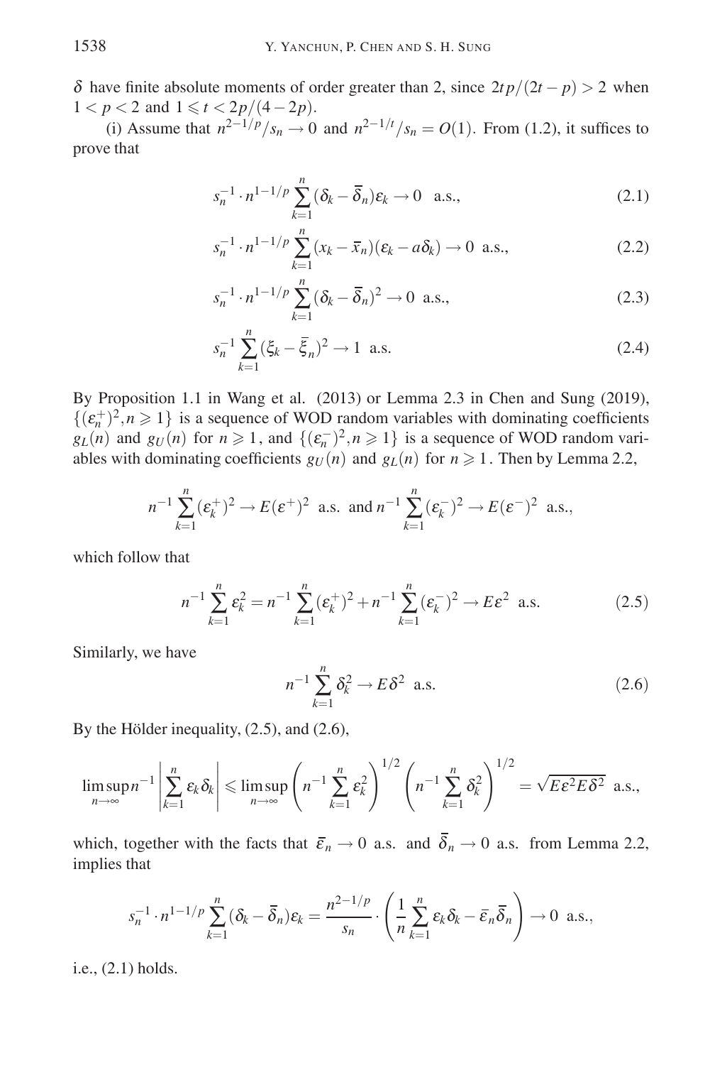$\delta$ have finite absolute moments of order greater than 2, since $2tp/(2t-p) > 2$ when $1 < p < 2$ and $1 \leqslant t < 2p/(4-2p)$.

(i) Assume that $n^{2-1/p}/s_n \to 0$ and $n^{2-1/t}/s_n = O(1)$. From (1.2), it suffices to prove that

$$s_n^{-1} \cdot n^{1-1/p} \sum_{k=1}^{n} (\delta_k - \overline{\delta}_n)\varepsilon_k \to 0 \quad \text{a.s.}, \tag{2.1}$$

$$s_n^{-1} \cdot n^{1-1/p} \sum_{k=1}^{n} (x_k - \bar{x}_n)(\varepsilon_k - a\delta_k) \to 0 \ \text{ a.s.}, \tag{2.2}$$

$$s_n^{-1} \cdot n^{1-1/p} \sum_{k=1}^{n} (\delta_k - \overline{\delta}_n)^2 \to 0 \ \text{ a.s.}, \tag{2.3}$$

$$s_n^{-1} \sum_{k=1}^{n} (\xi_k - \overline{\xi}_n)^2 \to 1 \ \text{ a.s.} \tag{2.4}$$

By Proposition 1.1 in Wang et al. (2013) or Lemma 2.3 in Chen and Sung (2019), $\{(\varepsilon_n^+)^2, n \geqslant 1\}$ is a sequence of WOD random variables with dominating coefficients $g_L(n)$ and $g_U(n)$ for $n \geqslant 1$, and $\{(\varepsilon_n^-)^2, n \geqslant 1\}$ is a sequence of WOD random variables with dominating coefficients $g_U(n)$ and $g_L(n)$ for $n \geqslant 1$. Then by Lemma 2.2,

$$n^{-1} \sum_{k=1}^{n} (\varepsilon_k^+)^2 \to E(\varepsilon^+)^2 \ \text{ a.s. and } n^{-1} \sum_{k=1}^{n} (\varepsilon_k^-)^2 \to E(\varepsilon^-)^2 \ \text{ a.s.},$$

which follow that

$$n^{-1} \sum_{k=1}^{n} \varepsilon_k^2 = n^{-1} \sum_{k=1}^{n} (\varepsilon_k^+)^2 + n^{-1} \sum_{k=1}^{n} (\varepsilon_k^-)^2 \to E\varepsilon^2 \ \text{ a.s.} \tag{2.5}$$

Similarly, we have

$$n^{-1} \sum_{k=1}^{n} \delta_k^2 \to E\delta^2 \ \text{ a.s.} \tag{2.6}$$

By the Hölder inequality, (2.5), and (2.6),

$$\limsup_{n\to\infty} n^{-1} \left| \sum_{k=1}^{n} \varepsilon_k \delta_k \right| \leqslant \limsup_{n\to\infty} \left( n^{-1} \sum_{k=1}^{n} \varepsilon_k^2 \right)^{1/2} \left( n^{-1} \sum_{k=1}^{n} \delta_k^2 \right)^{1/2} = \sqrt{E\varepsilon^2 E\delta^2} \ \text{ a.s.},$$

which, together with the facts that $\bar{\varepsilon}_n \to 0$ a.s. and $\overline{\delta}_n \to 0$ a.s. from Lemma 2.2, implies that

$$s_n^{-1} \cdot n^{1-1/p} \sum_{k=1}^{n} (\delta_k - \overline{\delta}_n)\varepsilon_k = \frac{n^{2-1/p}}{s_n} \cdot \left( \frac{1}{n} \sum_{k=1}^{n} \varepsilon_k \delta_k - \bar{\varepsilon}_n \overline{\delta}_n \right) \to 0 \ \text{ a.s.},$$

i.e., (2.1) holds.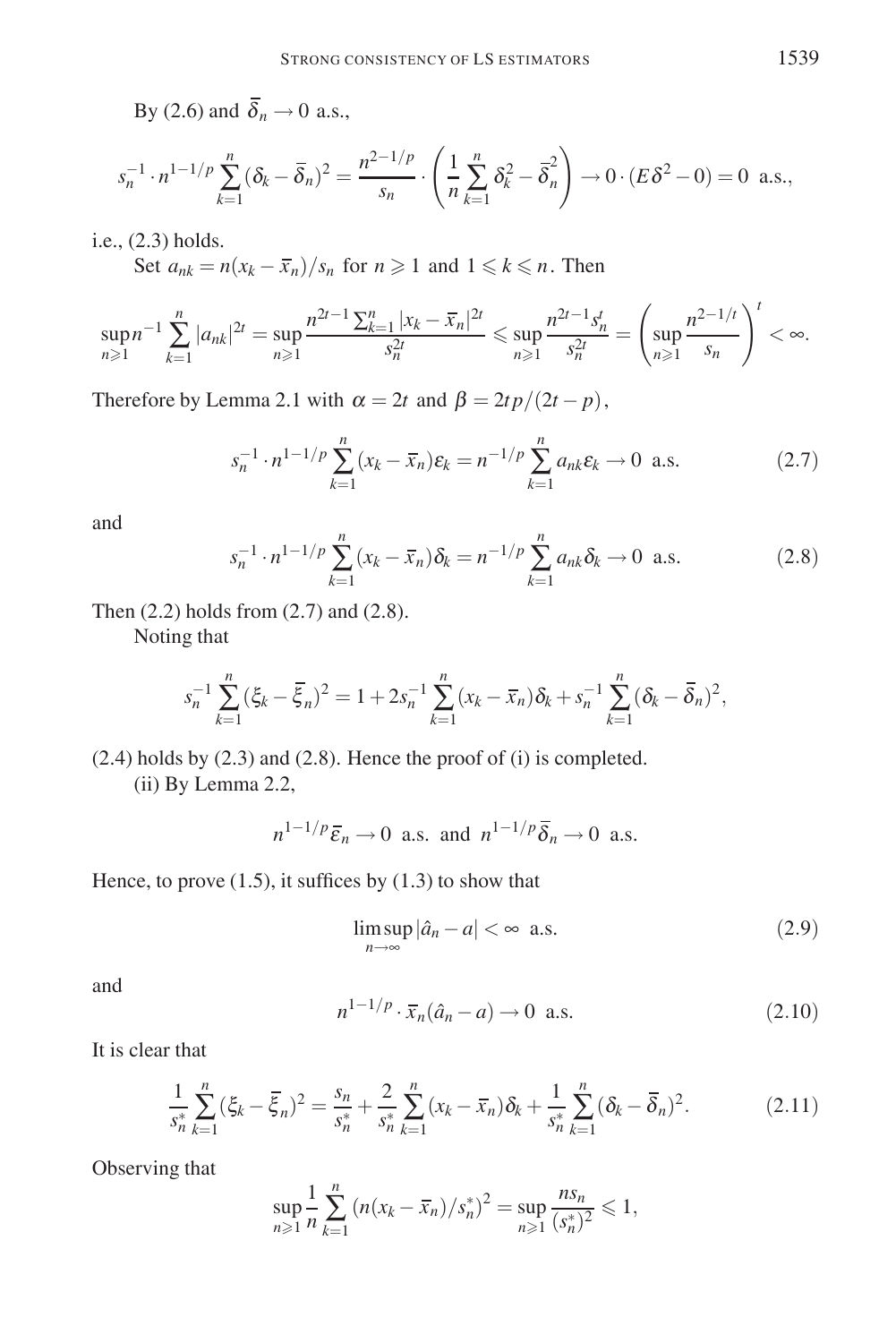By (2.6) and $\overline{\delta}_n \to 0$ a.s.,

$$s_n^{-1} \cdot n^{1-1/p} \sum_{k=1}^{n} (\delta_k - \overline{\delta}_n)^2 = \frac{n^{2-1/p}}{s_n} \cdot \left( \frac{1}{n} \sum_{k=1}^{n} \delta_k^2 - \overline{\delta}_n^2 \right) \to 0 \cdot (E\delta^2 - 0) = 0 \text{ a.s.},$$

i.e., (2.3) holds.

Set $a_{nk} = n(x_k - \overline{x}_n)/s_n$ for $n \geqslant 1$ and $1 \leqslant k \leqslant n$. Then

$$\sup_{n \geqslant 1} n^{-1} \sum_{k=1}^{n} |a_{nk}|^{2t} = \sup_{n \geqslant 1} \frac{n^{2t-1} \sum_{k=1}^{n} |x_k - \overline{x}_n|^{2t}}{s_n^{2t}} \leqslant \sup_{n \geqslant 1} \frac{n^{2t-1} s_n^t}{s_n^{2t}} = \left( \sup_{n \geqslant 1} \frac{n^{2-1/t}}{s_n} \right)^t < \infty.$$

Therefore by Lemma 2.1 with $\alpha = 2t$ and $\beta = 2tp/(2t-p)$,

$$s_n^{-1} \cdot n^{1-1/p} \sum_{k=1}^{n} (x_k - \overline{x}_n)\varepsilon_k = n^{-1/p} \sum_{k=1}^{n} a_{nk}\varepsilon_k \to 0 \text{ a.s.} \tag{2.7}$$

and

$$s_n^{-1} \cdot n^{1-1/p} \sum_{k=1}^{n} (x_k - \overline{x}_n)\delta_k = n^{-1/p} \sum_{k=1}^{n} a_{nk}\delta_k \to 0 \text{ a.s.} \tag{2.8}$$

Then (2.2) holds from (2.7) and (2.8).

Noting that

$$s_n^{-1} \sum_{k=1}^{n} (\xi_k - \overline{\xi}_n)^2 = 1 + 2s_n^{-1} \sum_{k=1}^{n} (x_k - \overline{x}_n)\delta_k + s_n^{-1} \sum_{k=1}^{n} (\delta_k - \overline{\delta}_n)^2,$$

(2.4) holds by (2.3) and (2.8). Hence the proof of (i) is completed.

(ii) By Lemma 2.2,

$$n^{1-1/p}\overline{\varepsilon}_n \to 0 \text{ a.s. and } n^{1-1/p}\overline{\delta}_n \to 0 \text{ a.s.}$$

Hence, to prove (1.5), it suffices by (1.3) to show that

$$\limsup_{n \to \infty} |\hat{a}_n - a| < \infty \text{ a.s.} \tag{2.9}$$

and

$$n^{1-1/p} \cdot \overline{x}_n(\hat{a}_n - a) \to 0 \text{ a.s.} \tag{2.10}$$

It is clear that

$$\frac{1}{s_n^*} \sum_{k=1}^{n} (\xi_k - \overline{\xi}_n)^2 = \frac{s_n}{s_n^*} + \frac{2}{s_n^*} \sum_{k=1}^{n} (x_k - \overline{x}_n)\delta_k + \frac{1}{s_n^*} \sum_{k=1}^{n} (\delta_k - \overline{\delta}_n)^2. \tag{2.11}$$

Observing that

$$\sup_{n \geqslant 1} \frac{1}{n} \sum_{k=1}^{n} \left(n(x_k - \overline{x}_n)/s_n^*\right)^2 = \sup_{n \geqslant 1} \frac{ns_n}{(s_n^*)^2} \leqslant 1,$$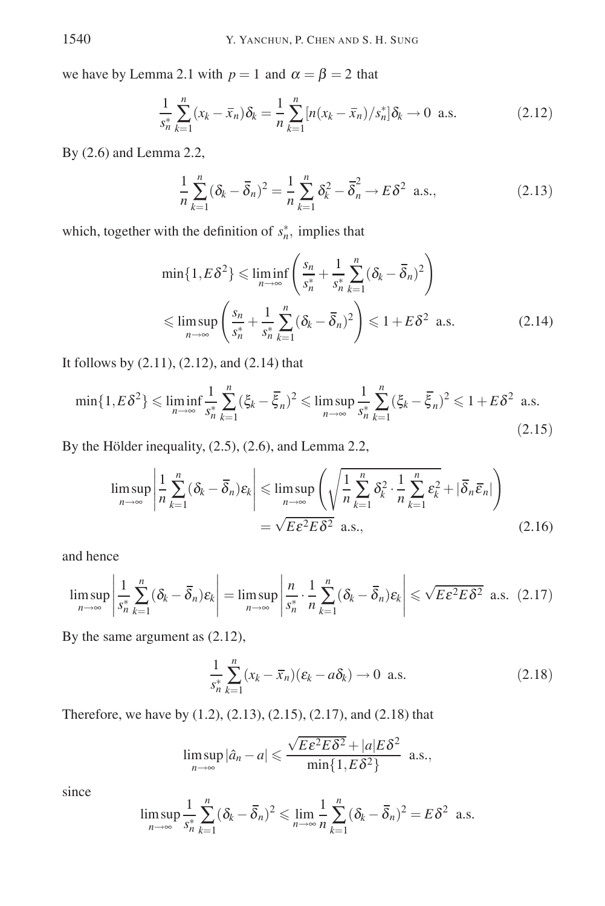we have by Lemma 2.1 with $p = 1$ and $\alpha = \beta = 2$ that

$$\frac{1}{s_n^*}\sum_{k=1}^{n}(x_k - \bar{x}_n)\delta_k = \frac{1}{n}\sum_{k=1}^{n}[n(x_k - \bar{x}_n)/s_n^*]\delta_k \to 0 \text{ a.s.} \tag{2.12}$$

By (2.6) and Lemma 2.2,

$$\frac{1}{n}\sum_{k=1}^{n}(\delta_k - \bar{\delta}_n)^2 = \frac{1}{n}\sum_{k=1}^{n}\delta_k^2 - \bar{\delta}_n^2 \to E\delta^2 \text{ a.s.}, \tag{2.13}$$

which, together with the definition of $s_n^*$, implies that

$$\begin{aligned}\min\{1, E\delta^2\} &\leqslant \liminf_{n\to\infty}\left(\frac{s_n}{s_n^*} + \frac{1}{s_n^*}\sum_{k=1}^{n}(\delta_k - \bar{\delta}_n)^2\right)\\ &\leqslant \limsup_{n\to\infty}\left(\frac{s_n}{s_n^*} + \frac{1}{s_n^*}\sum_{k=1}^{n}(\delta_k - \bar{\delta}_n)^2\right) \leqslant 1 + E\delta^2 \text{ a.s.}\end{aligned} \tag{2.14}$$

It follows by (2.11), (2.12), and (2.14) that

$$\min\{1, E\delta^2\} \leqslant \liminf_{n\to\infty}\frac{1}{s_n^*}\sum_{k=1}^{n}(\xi_k - \bar{\xi}_n)^2 \leqslant \limsup_{n\to\infty}\frac{1}{s_n^*}\sum_{k=1}^{n}(\xi_k - \bar{\xi}_n)^2 \leqslant 1 + E\delta^2 \text{ a.s.} \tag{2.15}$$

By the Hölder inequality, (2.5), (2.6), and Lemma 2.2,

$$\begin{aligned}\limsup_{n\to\infty}\left|\frac{1}{n}\sum_{k=1}^{n}(\delta_k - \bar{\delta}_n)\varepsilon_k\right| &\leqslant \limsup_{n\to\infty}\left(\sqrt{\frac{1}{n}\sum_{k=1}^{n}\delta_k^2 \cdot \frac{1}{n}\sum_{k=1}^{n}\varepsilon_k^2} + |\bar{\delta}_n\bar{\varepsilon}_n|\right)\\ &= \sqrt{E\varepsilon^2 E\delta^2} \text{ a.s.},\end{aligned} \tag{2.16}$$

and hence

$$\limsup_{n\to\infty}\left|\frac{1}{s_n^*}\sum_{k=1}^{n}(\delta_k - \bar{\delta}_n)\varepsilon_k\right| = \limsup_{n\to\infty}\left|\frac{n}{s_n^*}\cdot\frac{1}{n}\sum_{k=1}^{n}(\delta_k - \bar{\delta}_n)\varepsilon_k\right| \leqslant \sqrt{E\varepsilon^2 E\delta^2} \text{ a.s.} \tag{2.17}$$

By the same argument as (2.12),

$$\frac{1}{s_n^*}\sum_{k=1}^{n}(x_k - \bar{x}_n)(\varepsilon_k - a\delta_k) \to 0 \text{ a.s.} \tag{2.18}$$

Therefore, we have by (1.2), (2.13), (2.15), (2.17), and (2.18) that

$$\limsup_{n\to\infty}|\hat{a}_n - a| \leqslant \frac{\sqrt{E\varepsilon^2 E\delta^2} + |a|E\delta^2}{\min\{1, E\delta^2\}} \text{ a.s.},$$

since

$$\limsup_{n\to\infty}\frac{1}{s_n^*}\sum_{k=1}^{n}(\delta_k - \bar{\delta}_n)^2 \leqslant \lim_{n\to\infty}\frac{1}{n}\sum_{k=1}^{n}(\delta_k - \bar{\delta}_n)^2 = E\delta^2 \text{ a.s.}$$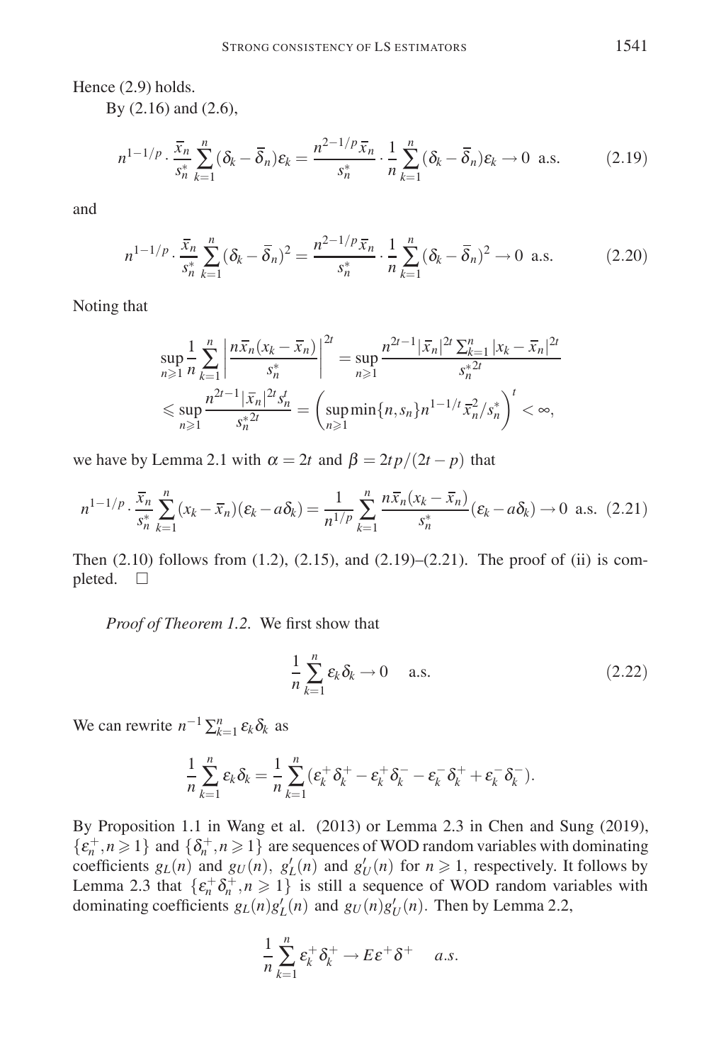Hence (2.9) holds.

By (2.16) and (2.6),

$$n^{1-1/p} \cdot \frac{\overline{x}_n}{s_n^*} \sum_{k=1}^{n} (\delta_k - \overline{\delta}_n)\varepsilon_k = \frac{n^{2-1/p}\,\overline{x}_n}{s_n^*} \cdot \frac{1}{n} \sum_{k=1}^{n} (\delta_k - \overline{\delta}_n)\varepsilon_k \to 0 \text{ a.s.} \tag{2.19}$$

and

$$n^{1-1/p} \cdot \frac{\overline{x}_n}{s_n^*} \sum_{k=1}^{n} (\delta_k - \overline{\delta}_n)^2 = \frac{n^{2-1/p}\,\overline{x}_n}{s_n^*} \cdot \frac{1}{n} \sum_{k=1}^{n} (\delta_k - \overline{\delta}_n)^2 \to 0 \text{ a.s.} \tag{2.20}$$

Noting that

$$\begin{aligned}
\sup_{n\geqslant 1} \frac{1}{n} \sum_{k=1}^{n} \left| \frac{n\overline{x}_n(x_k - \overline{x}_n)}{s_n^*} \right|^{2t} &= \sup_{n\geqslant 1} \frac{n^{2t-1}|\overline{x}_n|^{2t} \sum_{k=1}^{n} |x_k - \overline{x}_n|^{2t}}{s_n^{*2t}} \\
&\leqslant \sup_{n\geqslant 1} \frac{n^{2t-1}|\overline{x}_n|^{2t} s_n^t}{s_n^{*2t}} = \left( \sup_{n\geqslant 1} \min\{n, s_n\} n^{1-1/t} \overline{x}_n^2 / s_n^* \right)^t < \infty,
\end{aligned}$$

we have by Lemma 2.1 with $\alpha = 2t$ and $\beta = 2tp/(2t-p)$ that

$$n^{1-1/p} \cdot \frac{\overline{x}_n}{s_n^*} \sum_{k=1}^{n} (x_k - \overline{x}_n)(\varepsilon_k - a\delta_k) = \frac{1}{n^{1/p}} \sum_{k=1}^{n} \frac{n\overline{x}_n(x_k - \overline{x}_n)}{s_n^*}(\varepsilon_k - a\delta_k) \to 0 \text{ a.s.} \tag{2.21}$$

Then (2.10) follows from (1.2), (2.15), and (2.19)–(2.21). The proof of (ii) is completed. $\square$

*Proof of Theorem 1.2.* We first show that

$$\frac{1}{n} \sum_{k=1}^{n} \varepsilon_k \delta_k \to 0 \quad \text{a.s.} \tag{2.22}$$

We can rewrite $n^{-1}\sum_{k=1}^{n} \varepsilon_k \delta_k$ as

$$\frac{1}{n} \sum_{k=1}^{n} \varepsilon_k \delta_k = \frac{1}{n} \sum_{k=1}^{n} (\varepsilon_k^+ \delta_k^+ - \varepsilon_k^+ \delta_k^- - \varepsilon_k^- \delta_k^+ + \varepsilon_k^- \delta_k^-).$$

By Proposition 1.1 in Wang et al. (2013) or Lemma 2.3 in Chen and Sung (2019), $\{\varepsilon_n^+, n \geqslant 1\}$ and $\{\delta_n^+, n \geqslant 1\}$ are sequences of WOD random variables with dominating coefficients $g_L(n)$ and $g_U(n)$, $g_L'(n)$ and $g_U'(n)$ for $n \geqslant 1$, respectively. It follows by Lemma 2.3 that $\{\varepsilon_n^+ \delta_n^+, n \geqslant 1\}$ is still a sequence of WOD random variables with dominating coefficients $g_L(n)g_L'(n)$ and $g_U(n)g_U'(n)$. Then by Lemma 2.2,

$$\frac{1}{n} \sum_{k=1}^{n} \varepsilon_k^+ \delta_k^+ \to E\varepsilon^+ \delta^+ \quad a.s.$$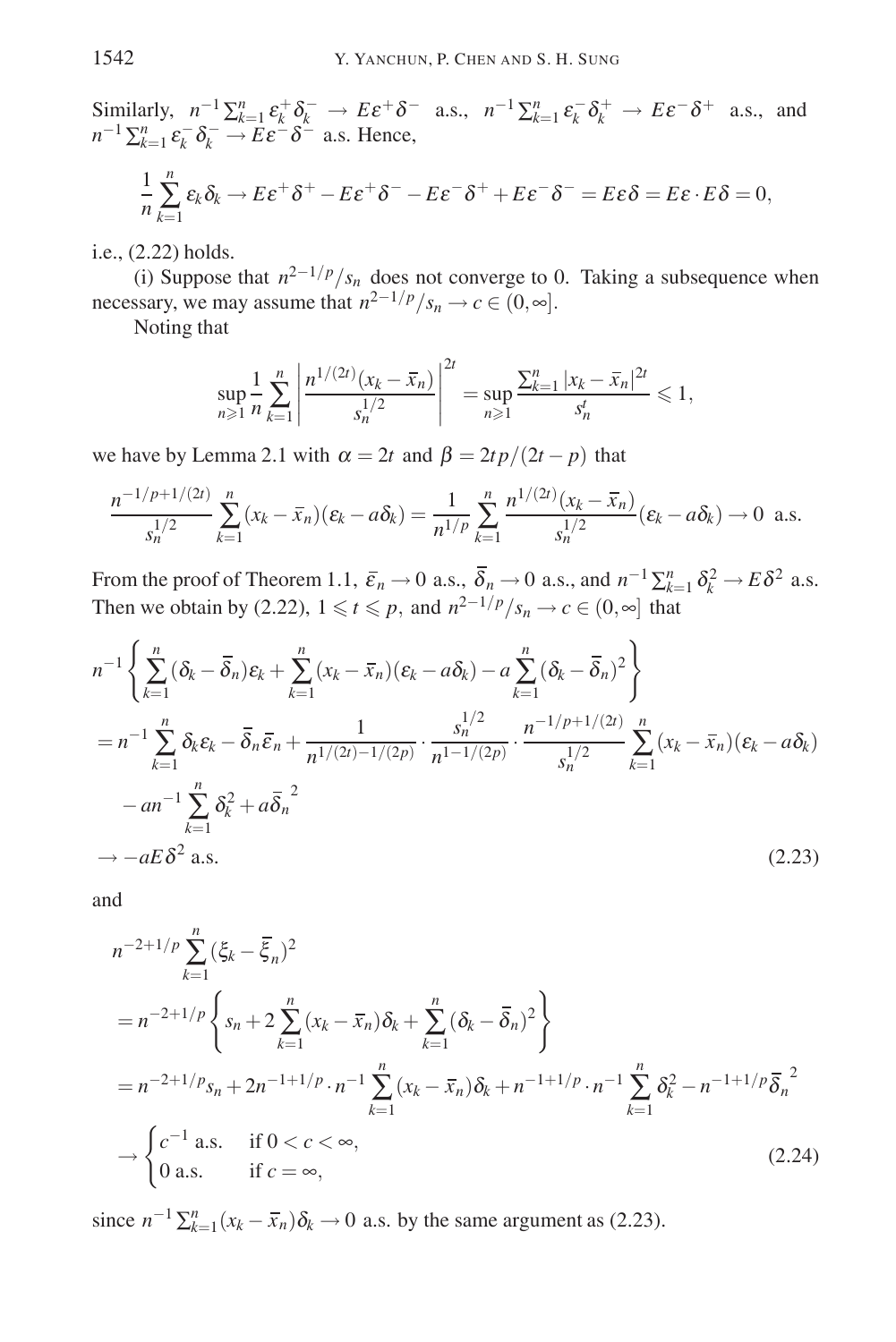Similarly, $n^{-1}\sum_{k=1}^n \varepsilon_k^+\delta_k^- \to E\varepsilon^+\delta^-$ a.s., $n^{-1}\sum_{k=1}^n \varepsilon_k^-\delta_k^+ \to E\varepsilon^-\delta^+$ a.s., and $n^{-1}\sum_{k=1}^n \varepsilon_k^-\delta_k^- \to E\varepsilon^-\delta^-$ a.s. Hence,

$$\frac{1}{n}\sum_{k=1}^n \varepsilon_k\delta_k \to E\varepsilon^+\delta^+ - E\varepsilon^+\delta^- - E\varepsilon^-\delta^+ + E\varepsilon^-\delta^- = E\varepsilon\delta = E\varepsilon\cdot E\delta = 0,$$

i.e., (2.22) holds.

(i) Suppose that $n^{2-1/p}/s_n$ does not converge to 0. Taking a subsequence when necessary, we may assume that $n^{2-1/p}/s_n \to c \in (0,\infty]$.

Noting that

$$\sup_{n\geqslant 1}\frac{1}{n}\sum_{k=1}^n \left|\frac{n^{1/(2t)}(x_k-\bar{x}_n)}{s_n^{1/2}}\right|^{2t} = \sup_{n\geqslant 1}\frac{\sum_{k=1}^n |x_k-\bar{x}_n|^{2t}}{s_n^t} \leqslant 1,$$

we have by Lemma 2.1 with $\alpha = 2t$ and $\beta = 2tp/(2t-p)$ that

$$\frac{n^{-1/p+1/(2t)}}{s_n^{1/2}}\sum_{k=1}^n (x_k-\bar{x}_n)(\varepsilon_k - a\delta_k) = \frac{1}{n^{1/p}}\sum_{k=1}^n \frac{n^{1/(2t)}(x_k-\bar{x}_n)}{s_n^{1/2}}(\varepsilon_k - a\delta_k) \to 0 \text{ a.s.}$$

From the proof of Theorem 1.1, $\bar{\varepsilon}_n \to 0$ a.s., $\bar{\delta}_n \to 0$ a.s., and $n^{-1}\sum_{k=1}^n \delta_k^2 \to E\delta^2$ a.s. Then we obtain by (2.22), $1 \leqslant t \leqslant p$, and $n^{2-1/p}/s_n \to c \in (0,\infty]$ that

$$\begin{aligned}
& n^{-1}\left\{\sum_{k=1}^n (\delta_k - \bar{\delta}_n)\varepsilon_k + \sum_{k=1}^n (x_k-\bar{x}_n)(\varepsilon_k - a\delta_k) - a\sum_{k=1}^n (\delta_k-\bar{\delta}_n)^2\right\} \\
&= n^{-1}\sum_{k=1}^n \delta_k\varepsilon_k - \bar{\delta}_n\bar{\varepsilon}_n + \frac{1}{n^{1/(2t)-1/(2p)}}\cdot\frac{s_n^{1/2}}{n^{1-1/(2p)}}\cdot\frac{n^{-1/p+1/(2t)}}{s_n^{1/2}}\sum_{k=1}^n (x_k-\bar{x}_n)(\varepsilon_k - a\delta_k) \\
&\quad - an^{-1}\sum_{k=1}^n \delta_k^2 + a\bar{\delta}_n^{\,2} \\
&\to -aE\delta^2 \text{ a.s.}
\end{aligned} \tag{2.23}$$

and

$$\begin{aligned}
& n^{-2+1/p}\sum_{k=1}^n (\xi_k - \bar{\xi}_n)^2 \\
&= n^{-2+1/p}\left\{s_n + 2\sum_{k=1}^n (x_k-\bar{x}_n)\delta_k + \sum_{k=1}^n (\delta_k - \bar{\delta}_n)^2\right\} \\
&= n^{-2+1/p}s_n + 2n^{-1+1/p}\cdot n^{-1}\sum_{k=1}^n (x_k-\bar{x}_n)\delta_k + n^{-1+1/p}\cdot n^{-1}\sum_{k=1}^n \delta_k^2 - n^{-1+1/p}\bar{\delta}_n^{\,2} \\
&\to \begin{cases} c^{-1} \text{ a.s.} & \text{if } 0 < c < \infty, \\ 0 \text{ a.s.} & \text{if } c = \infty, \end{cases}
\end{aligned} \tag{2.24}$$

since $n^{-1}\sum_{k=1}^n (x_k-\bar{x}_n)\delta_k \to 0$ a.s. by the same argument as (2.23).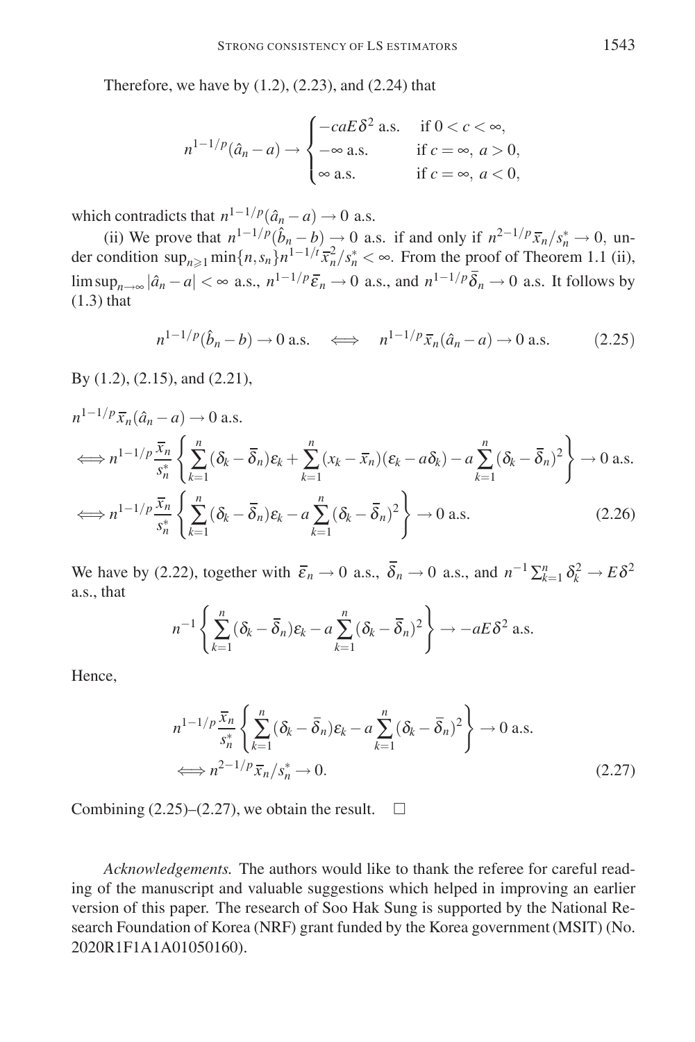Therefore, we have by (1.2), (2.23), and (2.24) that

$$
n^{1-1/p}(\hat{a}_n - a) \to \begin{cases} -caE\delta^2 \text{ a.s.} & \text{if } 0 < c < \infty, \\ -\infty \text{ a.s.} & \text{if } c = \infty,\ a > 0, \\ \infty \text{ a.s.} & \text{if } c = \infty,\ a < 0, \end{cases}
$$

which contradicts that $n^{1-1/p}(\hat{a}_n - a) \to 0$ a.s.

(ii) We prove that $n^{1-1/p}(\hat{b}_n - b) \to 0$ a.s. if and only if $n^{2-1/p}\bar{x}_n/s_n^* \to 0$, under condition $\sup_{n\geqslant 1}\min\{n, s_n\}n^{1-1/t}\bar{x}_n^2/s_n^* < \infty$. From the proof of Theorem 1.1 (ii), $\limsup_{n\to\infty}|\hat{a}_n - a| < \infty$ a.s., $n^{1-1/p}\bar{\varepsilon}_n \to 0$ a.s., and $n^{1-1/p}\bar{\delta}_n \to 0$ a.s. It follows by (1.3) that

$$
n^{1-1/p}(\hat{b}_n - b) \to 0 \text{ a.s.} \quad \Longleftrightarrow \quad n^{1-1/p}\bar{x}_n(\hat{a}_n - a) \to 0 \text{ a.s.} \tag{2.25}
$$

By (1.2), (2.15), and (2.21),

$$
\begin{aligned}
& n^{1-1/p}\bar{x}_n(\hat{a}_n - a) \to 0 \text{ a.s.} \\
& \Longleftrightarrow n^{1-1/p}\frac{\bar{x}_n}{s_n^*}\left\{\sum_{k=1}^n(\delta_k - \bar{\delta}_n)\varepsilon_k + \sum_{k=1}^n(x_k - \bar{x}_n)(\varepsilon_k - a\delta_k) - a\sum_{k=1}^n(\delta_k - \bar{\delta}_n)^2\right\} \to 0 \text{ a.s.} \\
& \Longleftrightarrow n^{1-1/p}\frac{\bar{x}_n}{s_n^*}\left\{\sum_{k=1}^n(\delta_k - \bar{\delta}_n)\varepsilon_k - a\sum_{k=1}^n(\delta_k - \bar{\delta}_n)^2\right\} \to 0 \text{ a.s.}
\end{aligned} \tag{2.26}
$$

We have by (2.22), together with $\bar{\varepsilon}_n \to 0$ a.s., $\bar{\delta}_n \to 0$ a.s., and $n^{-1}\sum_{k=1}^n \delta_k^2 \to E\delta^2$ a.s., that

$$
n^{-1}\left\{\sum_{k=1}^n(\delta_k - \bar{\delta}_n)\varepsilon_k - a\sum_{k=1}^n(\delta_k - \bar{\delta}_n)^2\right\} \to -aE\delta^2 \text{ a.s.}
$$

Hence,

$$
\begin{aligned}
& n^{1-1/p}\frac{\bar{x}_n}{s_n^*}\left\{\sum_{k=1}^n(\delta_k - \bar{\delta}_n)\varepsilon_k - a\sum_{k=1}^n(\delta_k - \bar{\delta}_n)^2\right\} \to 0 \text{ a.s.} \\
& \Longleftrightarrow n^{2-1/p}\bar{x}_n/s_n^* \to 0.
\end{aligned} \tag{2.27}
$$

Combining (2.25)–(2.27), we obtain the result. $\square$

*Acknowledgements.* The authors would like to thank the referee for careful reading of the manuscript and valuable suggestions which helped in improving an earlier version of this paper. The research of Soo Hak Sung is supported by the National Research Foundation of Korea (NRF) grant funded by the Korea government (MSIT) (No. 2020R1F1A1A01050160).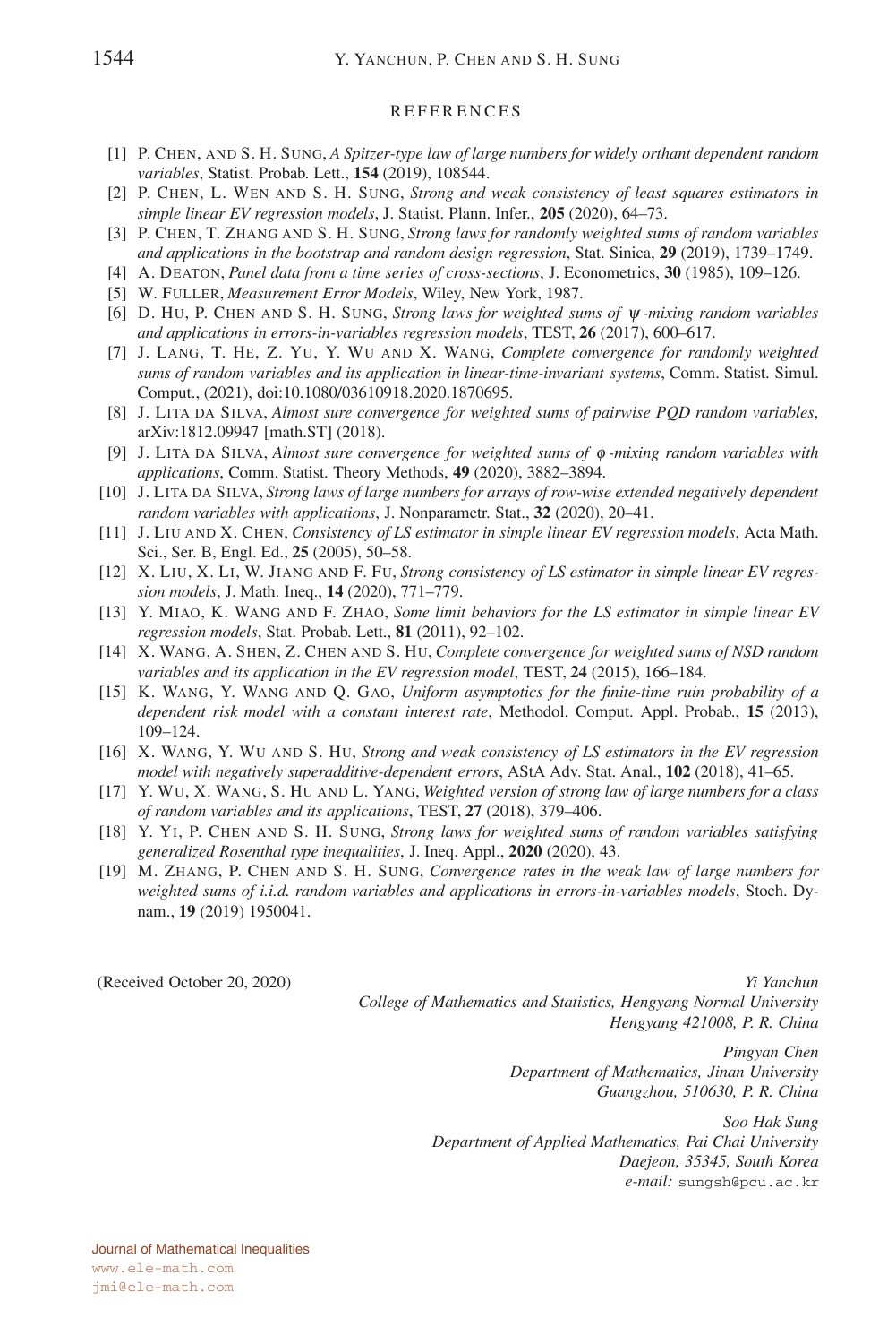## REFERENCES

[1] P. Chen, and S. H. Sung, *A Spitzer-type law of large numbers for widely orthant dependent random variables*, Statist. Probab. Lett., **154** (2019), 108544.

[2] P. Chen, L. Wen and S. H. Sung, *Strong and weak consistency of least squares estimators in simple linear EV regression models*, J. Statist. Plann. Infer., **205** (2020), 64–73.

[3] P. Chen, T. Zhang and S. H. Sung, *Strong laws for randomly weighted sums of random variables and applications in the bootstrap and random design regression*, Stat. Sinica, **29** (2019), 1739–1749.

[4] A. Deaton, *Panel data from a time series of cross-sections*, J. Econometrics, **30** (1985), 109–126.

[5] W. Fuller, *Measurement Error Models*, Wiley, New York, 1987.

[6] D. Hu, P. Chen and S. H. Sung, *Strong laws for weighted sums of $\psi$-mixing random variables and applications in errors-in-variables regression models*, TEST, **26** (2017), 600–617.

[7] J. Lang, T. He, Z. Yu, Y. Wu and X. Wang, *Complete convergence for randomly weighted sums of random variables and its application in linear-time-invariant systems*, Comm. Statist. Simul. Comput., (2021), doi:10.1080/03610918.2020.1870695.

[8] J. Lita da Silva, *Almost sure convergence for weighted sums of pairwise PQD random variables*, arXiv:1812.09947 [math.ST] (2018).

[9] J. Lita da Silva, *Almost sure convergence for weighted sums of $\phi$-mixing random variables with applications*, Comm. Statist. Theory Methods, **49** (2020), 3882–3894.

[10] J. Lita da Silva, *Strong laws of large numbers for arrays of row-wise extended negatively dependent random variables with applications*, J. Nonparametr. Stat., **32** (2020), 20–41.

[11] J. Liu and X. Chen, *Consistency of LS estimator in simple linear EV regression models*, Acta Math. Sci., Ser. B, Engl. Ed., **25** (2005), 50–58.

[12] X. Liu, X. Li, W. Jiang and F. Fu, *Strong consistency of LS estimator in simple linear EV regression models*, J. Math. Ineq., **14** (2020), 771–779.

[13] Y. Miao, K. Wang and F. Zhao, *Some limit behaviors for the LS estimator in simple linear EV regression models*, Stat. Probab. Lett., **81** (2011), 92–102.

[14] X. Wang, A. Shen, Z. Chen and S. Hu, *Complete convergence for weighted sums of NSD random variables and its application in the EV regression model*, TEST, **24** (2015), 166–184.

[15] K. Wang, Y. Wang and Q. Gao, *Uniform asymptotics for the finite-time ruin probability of a dependent risk model with a constant interest rate*, Methodol. Comput. Appl. Probab., **15** (2013), 109–124.

[16] X. Wang, Y. Wu and S. Hu, *Strong and weak consistency of LS estimators in the EV regression model with negatively superadditive-dependent errors*, AStA Adv. Stat. Anal., **102** (2018), 41–65.

[17] Y. Wu, X. Wang, S. Hu and L. Yang, *Weighted version of strong law of large numbers for a class of random variables and its applications*, TEST, **27** (2018), 379–406.

[18] Y. Yi, P. Chen and S. H. Sung, *Strong laws for weighted sums of random variables satisfying generalized Rosenthal type inequalities*, J. Ineq. Appl., **2020** (2020), 43.

[19] M. Zhang, P. Chen and S. H. Sung, *Convergence rates in the weak law of large numbers for weighted sums of i.i.d. random variables and applications in errors-in-variables models*, Stoch. Dynam., **19** (2019) 1950041.

(Received October 20, 2020)

*Yi Yanchun*
*College of Mathematics and Statistics, Hengyang Normal University*
*Hengyang 421008, P. R. China*

*Pingyan Chen*
*Department of Mathematics, Jinan University*
*Guangzhou, 510630, P. R. China*

*Soo Hak Sung*
*Department of Applied Mathematics, Pai Chai University*
*Daejeon, 35345, South Korea*
*e-mail:* sungsh@pcu.ac.kr